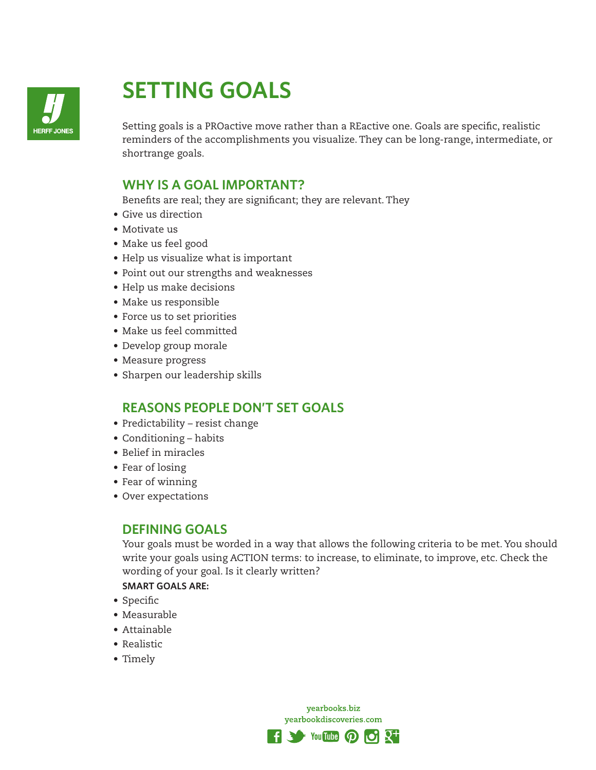# SETTING GOALS

Setting goals is a PROactive move rather than a REactive one. Goals are specific, realistic reminders of the accomplishments you visualize. They can be long-range, intermediate, or shortrange goals.

## WHY IS A GOAL IMPORTANT?

Benefits are real; they are significant; they are relevant. They

- Give us direction
- Motivate us
- Make us feel good
- Help us visualize what is important
- Point out our strengths and weaknesses
- Help us make decisions
- Make us responsible
- Force us to set priorities
- Make us feel committed
- Develop group morale
- Measure progress
- Sharpen our leadership skills

## REASONS PEOPLE DON'T SET GOALS

- Predictability – resist change
- Conditioning – habits
- Belief in miracles
- Fear of losing
- Fear of winning
- Over expectations

## DEFINING GOALS

Your goals must be worded in a way that allows the following criteria to be met. You should write your goals using ACTION terms: to increase, to eliminate, to improve, etc. Check the wording of your goal. Is it clearly written?

**SMART GOALS ARE:**

- Specific
- Measurable
- Attainable
- Realistic
- Timely

yearbooks.biz
yearbookdiscoveries.com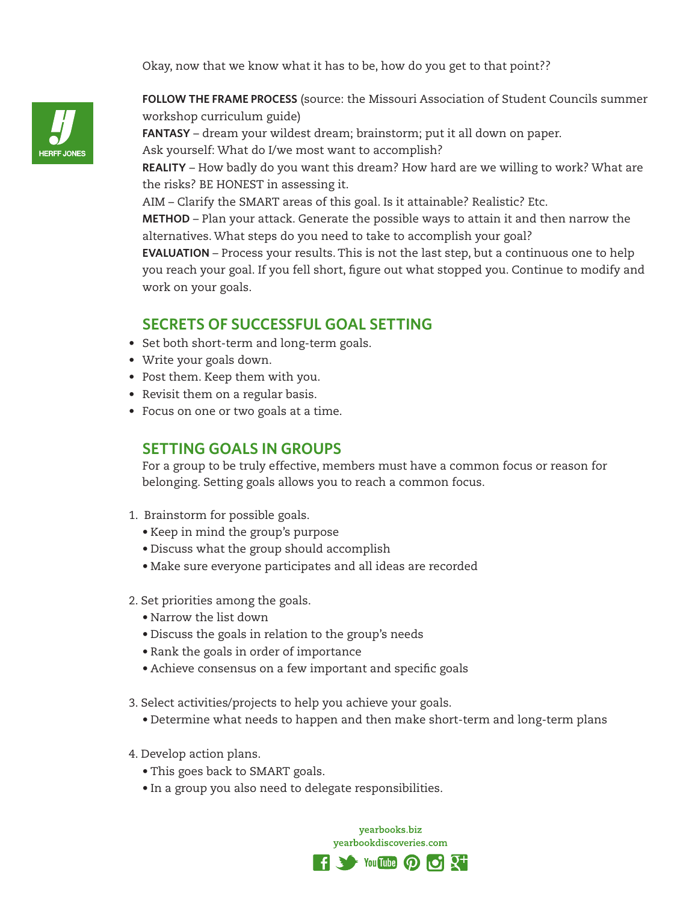Okay, now that we know what it has to be, how do you get to that point??

**FOLLOW THE FRAME PROCESS** (source: the Missouri Association of Student Councils summer workshop curriculum guide)

**FANTASY** – dream your wildest dream; brainstorm; put it all down on paper.
Ask yourself: What do I/we most want to accomplish?

**REALITY** – How badly do you want this dream? How hard are we willing to work? What are the risks? BE HONEST in assessing it.

AIM – Clarify the SMART areas of this goal. Is it attainable? Realistic? Etc.

**METHOD** – Plan your attack. Generate the possible ways to attain it and then narrow the alternatives. What steps do you need to take to accomplish your goal?

**EVALUATION** – Process your results. This is not the last step, but a continuous one to help you reach your goal. If you fell short, figure out what stopped you. Continue to modify and work on your goals.

## SECRETS OF SUCCESSFUL GOAL SETTING

- Set both short-term and long-term goals.
- Write your goals down.
- Post them. Keep them with you.
- Revisit them on a regular basis.
- Focus on one or two goals at a time.

## SETTING GOALS IN GROUPS

For a group to be truly effective, members must have a common focus or reason for belonging. Setting goals allows you to reach a common focus.

1. Brainstorm for possible goals.
   - Keep in mind the group's purpose
   - Discuss what the group should accomplish
   - Make sure everyone participates and all ideas are recorded

2. Set priorities among the goals.
   - Narrow the list down
   - Discuss the goals in relation to the group's needs
   - Rank the goals in order of importance
   - Achieve consensus on a few important and specific goals

3. Select activities/projects to help you achieve your goals.
   - Determine what needs to happen and then make short-term and long-term plans

4. Develop action plans.
   - This goes back to SMART goals.
   - In a group you also need to delegate responsibilities.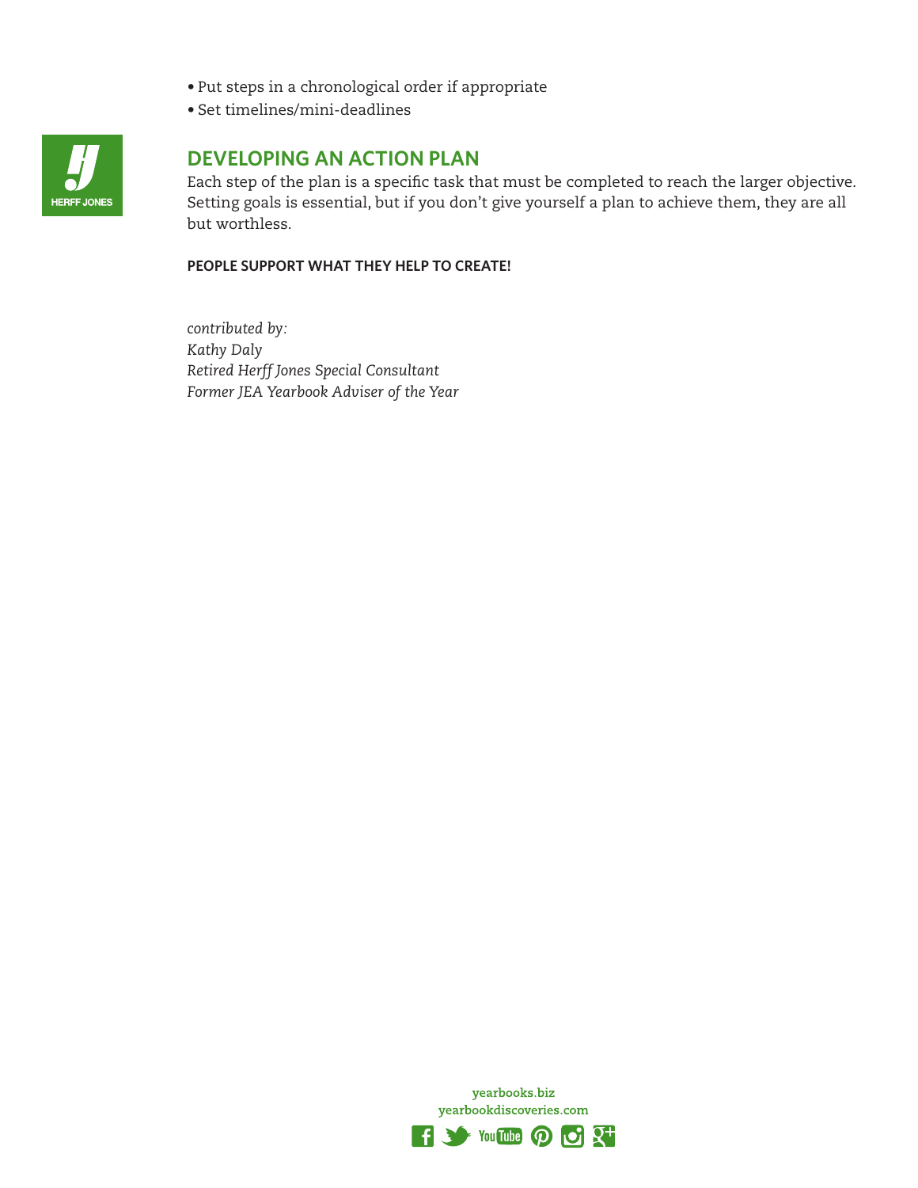- Put steps in a chronological order if appropriate
- Set timelines/mini-deadlines

## DEVELOPING AN ACTION PLAN

Each step of the plan is a specific task that must be completed to reach the larger objective. Setting goals is essential, but if you don't give yourself a plan to achieve them, they are all but worthless.

**PEOPLE SUPPORT WHAT THEY HELP TO CREATE!**

*contributed by:*
*Kathy Daly*
*Retired Herff Jones Special Consultant*
*Former JEA Yearbook Adviser of the Year*

yearbooks.biz
yearbookdiscoveries.com